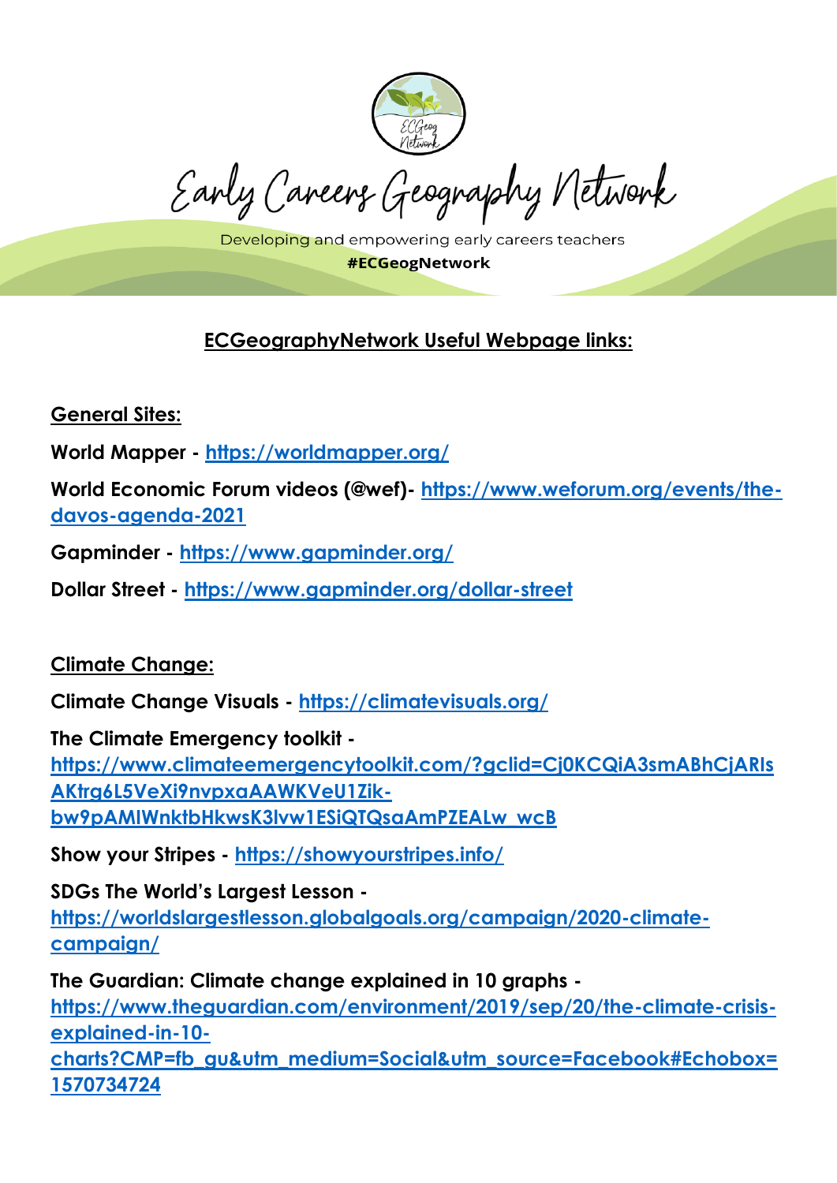# Early Careers Geography Network

Developing and empowering early careers teachers

**#ECGeogNetwork**

## ECGeographyNetwork Useful Webpage links:

### General Sites:

**World Mapper -** https://worldmapper.org/

**World Economic Forum videos (@wef)-** https://www.weforum.org/events/the-davos-agenda-2021

**Gapminder -** https://www.gapminder.org/

**Dollar Street -** https://www.gapminder.org/dollar-street

### Climate Change:

**Climate Change Visuals -** https://climatevisuals.org/

**The Climate Emergency toolkit -** https://www.climateemergencytoolkit.com/?gclid=Cj0KCQiA3smABhCjARIsAKtrg6L5VeXi9nvpxaAAWKVeU1Zik-bw9pAMIWnktbHkwsK3lvw1ESiQTQsaAmPZEALw_wcB

**Show your Stripes -** https://showyourstripes.info/

**SDGs The World's Largest Lesson -** https://worldslargestlesson.globalgoals.org/campaign/2020-climate-campaign/

**The Guardian: Climate change explained in 10 graphs -** https://www.theguardian.com/environment/2019/sep/20/the-climate-crisis-explained-in-10-charts?CMP=fb_gu&utm_medium=Social&utm_source=Facebook#Echobox=1570734724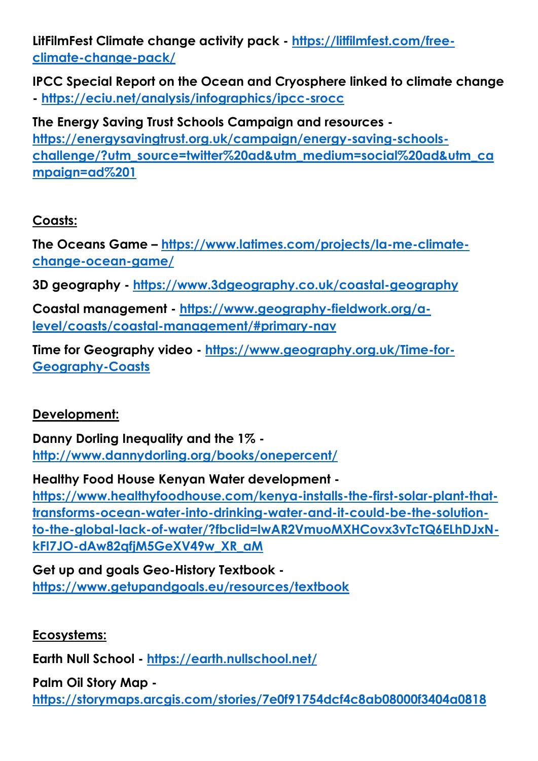**LitFilmFest Climate change activity pack -** [https://litfilmfest.com/free-climate-change-pack/](https://litfilmfest.com/free-climate-change-pack/)

**IPCC Special Report on the Ocean and Cryosphere linked to climate change -** [https://eciu.net/analysis/infographics/ipcc-srocc](https://eciu.net/analysis/infographics/ipcc-srocc)

**The Energy Saving Trust Schools Campaign and resources -** [https://energysavingtrust.org.uk/campaign/energy-saving-schools-challenge/?utm_source=twitter%20ad&utm_medium=social%20ad&utm_campaign=ad%201](https://energysavingtrust.org.uk/campaign/energy-saving-schools-challenge/?utm_source=twitter%20ad&utm_medium=social%20ad&utm_campaign=ad%201)

**<u>Coasts:</u>**

**The Oceans Game –** [https://www.latimes.com/projects/la-me-climate-change-ocean-game/](https://www.latimes.com/projects/la-me-climate-change-ocean-game/)

**3D geography -** [https://www.3dgeography.co.uk/coastal-geography](https://www.3dgeography.co.uk/coastal-geography)

**Coastal management -** [https://www.geography-fieldwork.org/a-level/coasts/coastal-management/#primary-nav](https://www.geography-fieldwork.org/a-level/coasts/coastal-management/#primary-nav)

**Time for Geography video -** [https://www.geography.org.uk/Time-for-Geography-Coasts](https://www.geography.org.uk/Time-for-Geography-Coasts)

**<u>Development:</u>**

**Danny Dorling Inequality and the 1% -** [http://www.dannydorling.org/books/onepercent/](http://www.dannydorling.org/books/onepercent/)

**Healthy Food House Kenyan Water development -** [https://www.healthyfoodhouse.com/kenya-installs-the-first-solar-plant-that-transforms-ocean-water-into-drinking-water-and-it-could-be-the-solution-to-the-global-lack-of-water/?fbclid=IwAR2VmuoMXHCovx3vTcTQ6ELhDJxN-kFI7JO-dAw82qfjM5GeXV49w_XR_aM](https://www.healthyfoodhouse.com/kenya-installs-the-first-solar-plant-that-transforms-ocean-water-into-drinking-water-and-it-could-be-the-solution-to-the-global-lack-of-water/?fbclid=IwAR2VmuoMXHCovx3vTcTQ6ELhDJxN-kFI7JO-dAw82qfjM5GeXV49w_XR_aM)

**Get up and goals Geo-History Textbook -** [https://www.getupandgoals.eu/resources/textbook](https://www.getupandgoals.eu/resources/textbook)

**<u>Ecosystems:</u>**

**Earth Null School -** [https://earth.nullschool.net/](https://earth.nullschool.net/)

**Palm Oil Story Map -** [https://storymaps.arcgis.com/stories/7e0f91754dcf4c8ab08000f3404a0818](https://storymaps.arcgis.com/stories/7e0f91754dcf4c8ab08000f3404a0818)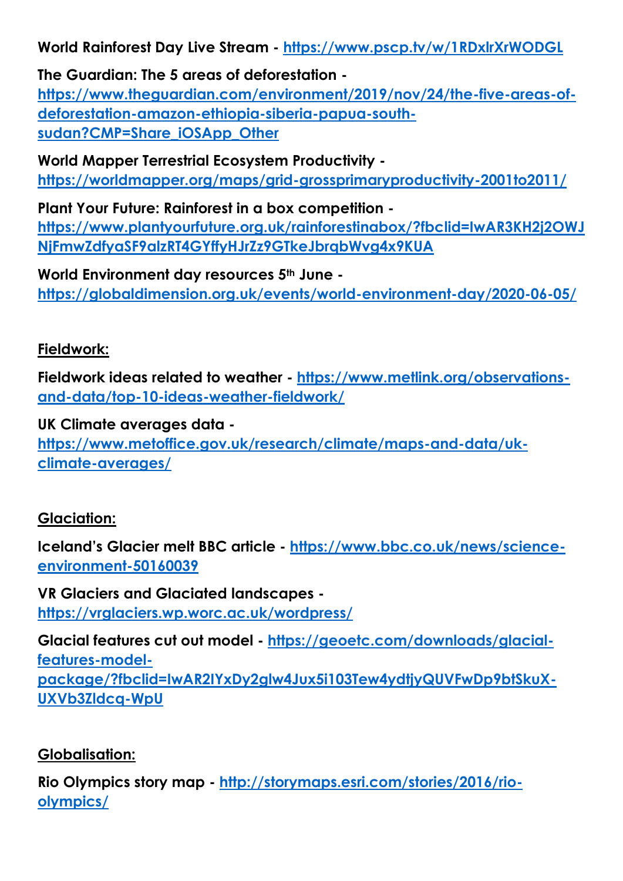**World Rainforest Day Live Stream -** https://www.pscp.tv/w/1RDxlrXrWODGL

**The Guardian: The 5 areas of deforestation -** https://www.theguardian.com/environment/2019/nov/24/the-five-areas-of-deforestation-amazon-ethiopia-siberia-papua-south-sudan?CMP=Share_iOSApp_Other

**World Mapper Terrestrial Ecosystem Productivity -** https://worldmapper.org/maps/grid-grossprimaryproductivity-2001to2011/

**Plant Your Future: Rainforest in a box competition -** https://www.plantyourfuture.org.uk/rainforestinabox/?fbclid=IwAR3KH2j2OWJNjFmwZdfyaSF9alzRT4GYffyHJrZz9GTkeJbrqbWvg4x9KUA

**World Environment day resources 5th June -** https://globaldimension.org.uk/events/world-environment-day/2020-06-05/

## Fieldwork:

**Fieldwork ideas related to weather -** https://www.metlink.org/observations-and-data/top-10-ideas-weather-fieldwork/

**UK Climate averages data -** https://www.metoffice.gov.uk/research/climate/maps-and-data/uk-climate-averages/

## Glaciation:

**Iceland's Glacier melt BBC article -** https://www.bbc.co.uk/news/science-environment-50160039

**VR Glaciers and Glaciated landscapes -** https://vrglaciers.wp.worc.ac.uk/wordpress/

**Glacial features cut out model -** https://geoetc.com/downloads/glacial-features-model-package/?fbclid=IwAR2lYxDy2glw4Jux5i103Tew4ydtjyQUVFwDp9btSkuX-UXVb3Zldcq-WpU

## Globalisation:

**Rio Olympics story map -** http://storymaps.esri.com/stories/2016/rio-olympics/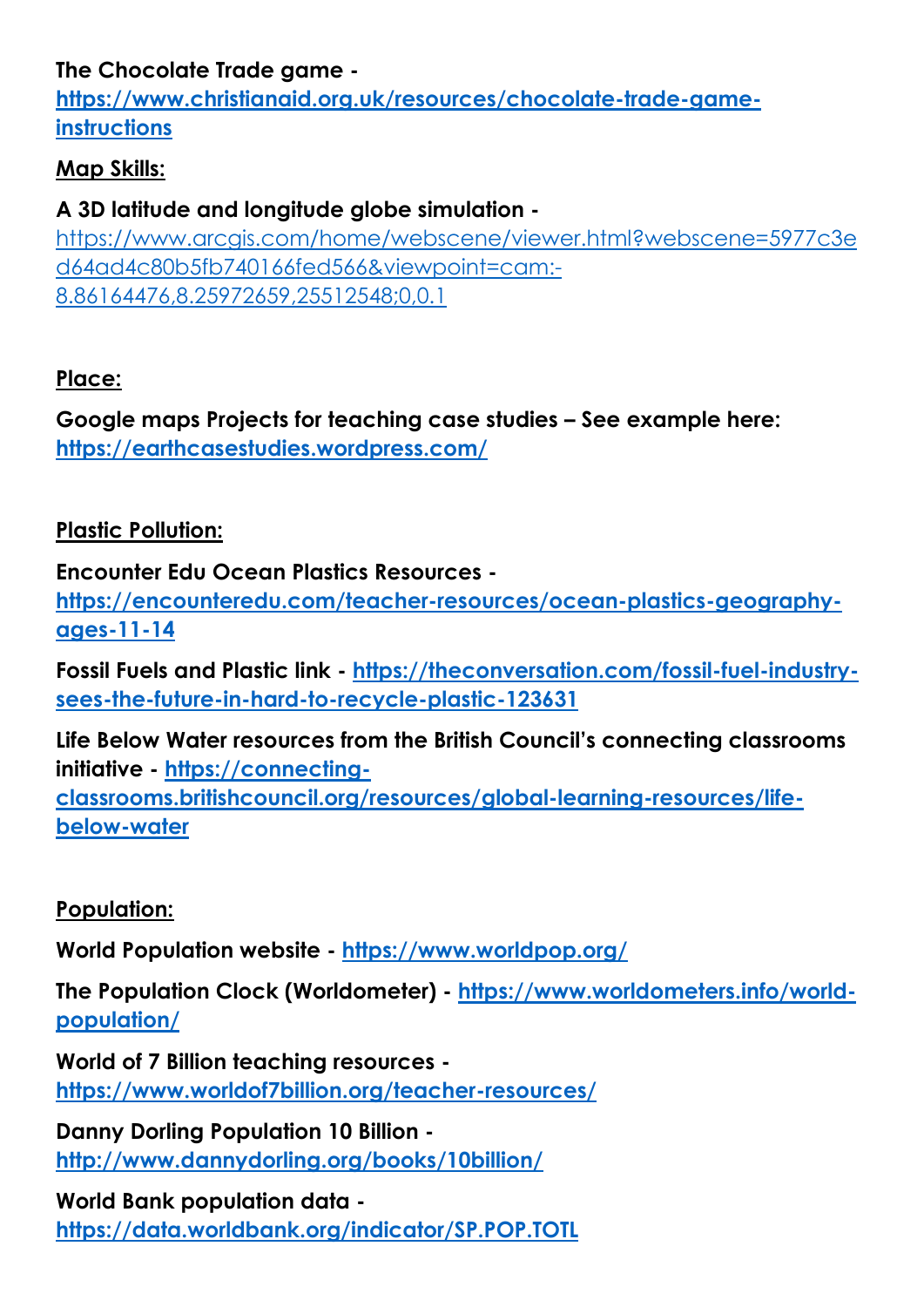**The Chocolate Trade game -** **[https://www.christianaid.org.uk/resources/chocolate-trade-game-instructions](https://www.christianaid.org.uk/resources/chocolate-trade-game-instructions)**

**Map Skills:**

**A 3D latitude and longitude globe simulation -** [https://www.arcgis.com/home/webscene/viewer.html?webscene=5977c3ed64ad4c80b5fb740166fed566&viewpoint=cam:-8.86164476,8.25972659,25512548;0,0.1](https://www.arcgis.com/home/webscene/viewer.html?webscene=5977c3ed64ad4c80b5fb740166fed566&viewpoint=cam:-8.86164476,8.25972659,25512548;0,0.1)

**Place:**

**Google maps Projects for teaching case studies – See example here:** **[https://earthcasestudies.wordpress.com/](https://earthcasestudies.wordpress.com/)**

**Plastic Pollution:**

**Encounter Edu Ocean Plastics Resources -** **[https://encounteredu.com/teacher-resources/ocean-plastics-geography-ages-11-14](https://encounteredu.com/teacher-resources/ocean-plastics-geography-ages-11-14)**

**Fossil Fuels and Plastic link -** **[https://theconversation.com/fossil-fuel-industry-sees-the-future-in-hard-to-recycle-plastic-123631](https://theconversation.com/fossil-fuel-industry-sees-the-future-in-hard-to-recycle-plastic-123631)**

**Life Below Water resources from the British Council's connecting classrooms initiative -** **[https://connecting-classrooms.britishcouncil.org/resources/global-learning-resources/life-below-water](https://connecting-classrooms.britishcouncil.org/resources/global-learning-resources/life-below-water)**

**Population:**

**World Population website -** **[https://www.worldpop.org/](https://www.worldpop.org/)**

**The Population Clock (Worldometer) -** **[https://www.worldometers.info/world-population/](https://www.worldometers.info/world-population/)**

**World of 7 Billion teaching resources -** **[https://www.worldof7billion.org/teacher-resources/](https://www.worldof7billion.org/teacher-resources/)**

**Danny Dorling Population 10 Billion -** **[http://www.dannydorling.org/books/10billion/](http://www.dannydorling.org/books/10billion/)**

**World Bank population data -** **[https://data.worldbank.org/indicator/SP.POP.TOTL](https://data.worldbank.org/indicator/SP.POP.TOTL)**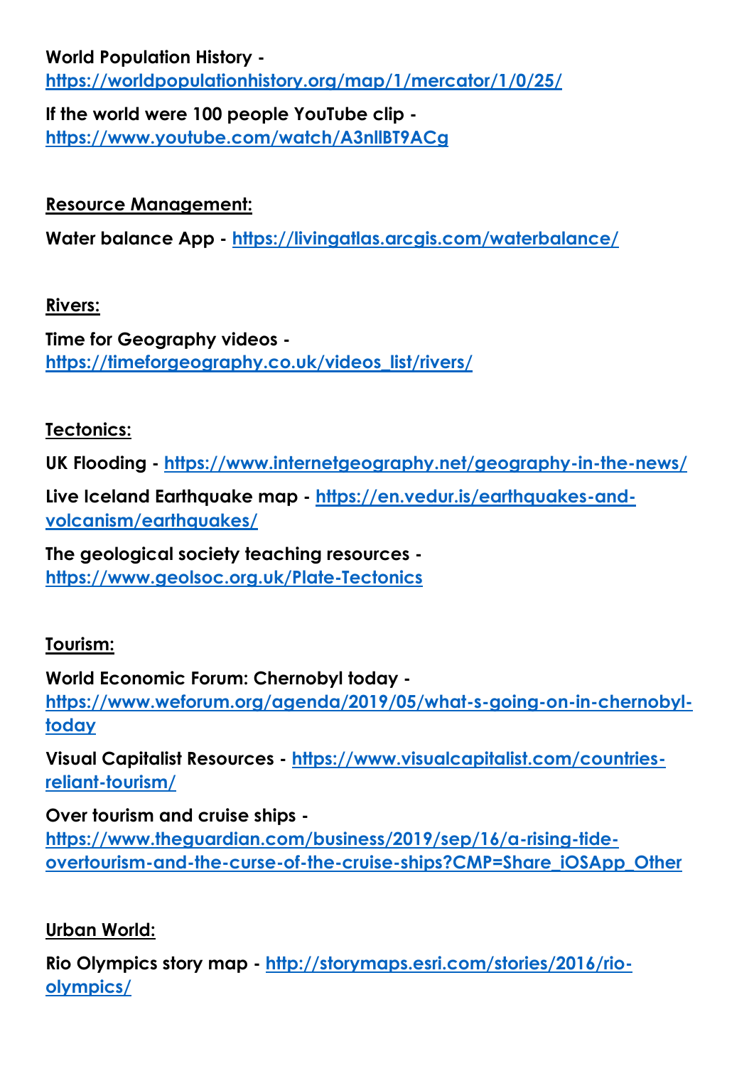**World Population History -** [https://worldpopulationhistory.org/map/1/mercator/1/0/25/](https://worldpopulationhistory.org/map/1/mercator/1/0/25/)

**If the world were 100 people YouTube clip -** [https://www.youtube.com/watch/A3nllBT9ACg](https://www.youtube.com/watch/A3nllBT9ACg)

**Resource Management:**

**Water balance App -** [https://livingatlas.arcgis.com/waterbalance/](https://livingatlas.arcgis.com/waterbalance/)

**Rivers:**

**Time for Geography videos -** [https://timeforgeography.co.uk/videos_list/rivers/](https://timeforgeography.co.uk/videos_list/rivers/)

**Tectonics:**

**UK Flooding -** [https://www.internetgeography.net/geography-in-the-news/](https://www.internetgeography.net/geography-in-the-news/)

**Live Iceland Earthquake map -** [https://en.vedur.is/earthquakes-and-volcanism/earthquakes/](https://en.vedur.is/earthquakes-and-volcanism/earthquakes/)

**The geological society teaching resources -** [https://www.geolsoc.org.uk/Plate-Tectonics](https://www.geolsoc.org.uk/Plate-Tectonics)

**Tourism:**

**World Economic Forum: Chernobyl today -** [https://www.weforum.org/agenda/2019/05/what-s-going-on-in-chernobyl-today](https://www.weforum.org/agenda/2019/05/what-s-going-on-in-chernobyl-today)

**Visual Capitalist Resources -** [https://www.visualcapitalist.com/countries-reliant-tourism/](https://www.visualcapitalist.com/countries-reliant-tourism/)

**Over tourism and cruise ships -** [https://www.theguardian.com/business/2019/sep/16/a-rising-tide-overtourism-and-the-curse-of-the-cruise-ships?CMP=Share_iOSApp_Other](https://www.theguardian.com/business/2019/sep/16/a-rising-tide-overtourism-and-the-curse-of-the-cruise-ships?CMP=Share_iOSApp_Other)

**Urban World:**

**Rio Olympics story map -** [http://storymaps.esri.com/stories/2016/rio-olympics/](http://storymaps.esri.com/stories/2016/rio-olympics/)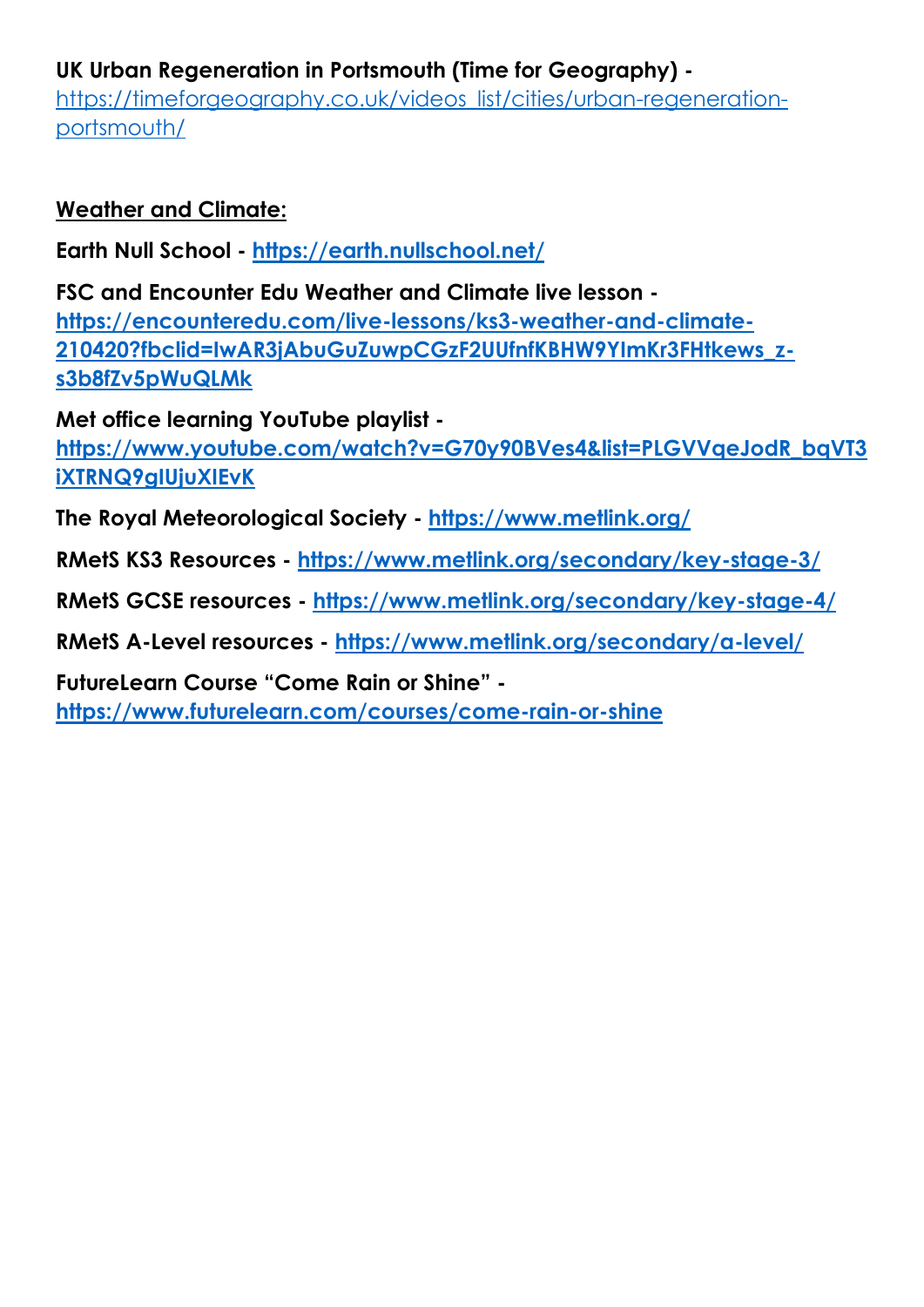**UK Urban Regeneration in Portsmouth (Time for Geography) -** https://timeforgeography.co.uk/videos_list/cities/urban-regeneration-portsmouth/

**Weather and Climate:**

**Earth Null School - https://earth.nullschool.net/**

**FSC and Encounter Edu Weather and Climate live lesson - https://encounteredu.com/live-lessons/ks3-weather-and-climate-210420?fbclid=IwAR3jAbuGuZuwpCGzF2UUfnfKBHW9YImKr3FHtkews_z-s3b8fZv5pWuQLMk**

**Met office learning YouTube playlist - https://www.youtube.com/watch?v=G70y90BVes4&list=PLGVVqeJodR_bqVT3iXTRNQ9gIUjuXIEvK**

**The Royal Meteorological Society - https://www.metlink.org/**

**RMetS KS3 Resources - https://www.metlink.org/secondary/key-stage-3/**

**RMetS GCSE resources - https://www.metlink.org/secondary/key-stage-4/**

**RMetS A-Level resources - https://www.metlink.org/secondary/a-level/**

**FutureLearn Course "Come Rain or Shine" - https://www.futurelearn.com/courses/come-rain-or-shine**